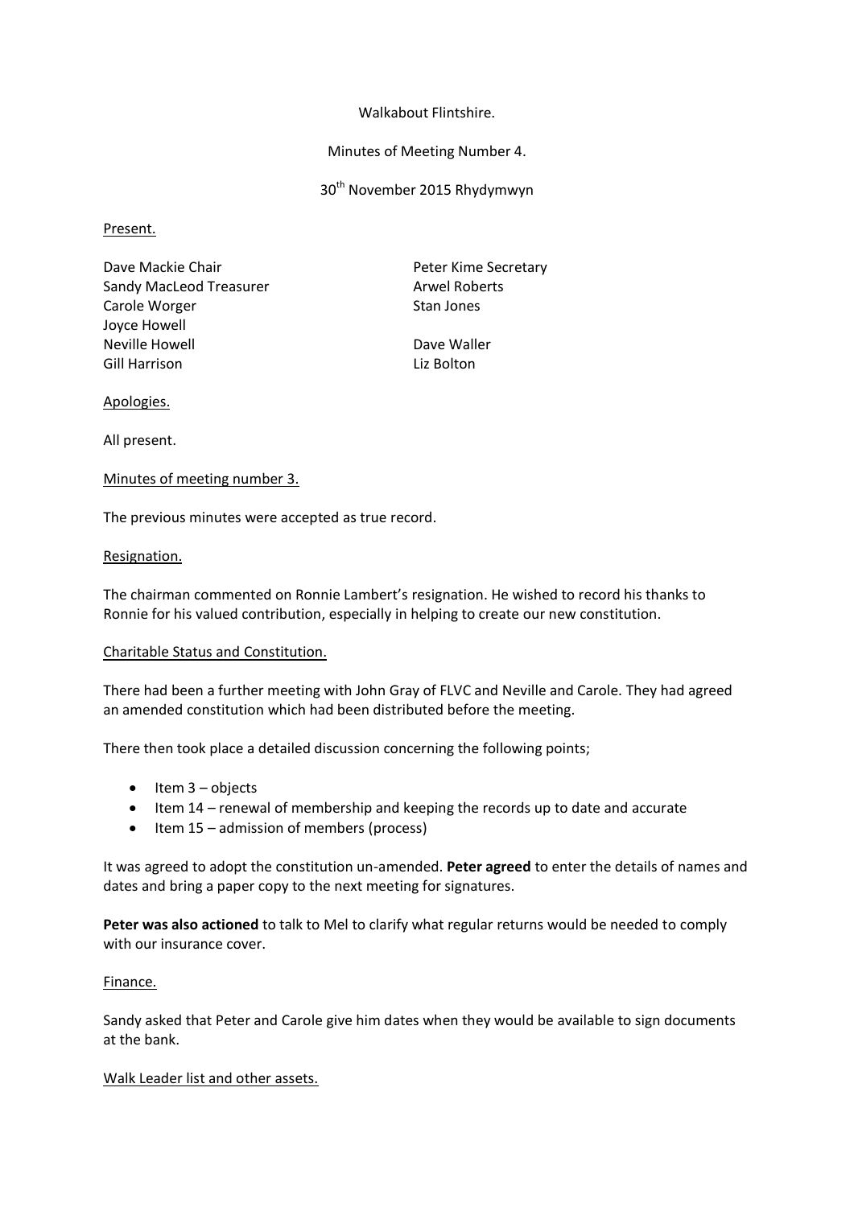Walkabout Flintshire.

Minutes of Meeting Number 4.

30th November 2015 Rhydymwyn

Present.

| | |
|---|---|
| Dave Mackie Chair | Peter Kime Secretary |
| Sandy MacLeod Treasurer | Arwel Roberts |
| Carole Worger | Stan Jones |
| Joyce Howell | |
| Neville Howell | Dave Waller |
| Gill Harrison | Liz Bolton |

Apologies.

All present.

Minutes of meeting number 3.

The previous minutes were accepted as true record.

Resignation.

The chairman commented on Ronnie Lambert's resignation. He wished to record his thanks to Ronnie for his valued contribution, especially in helping to create our new constitution.

Charitable Status and Constitution.

There had been a further meeting with John Gray of FLVC and Neville and Carole. They had agreed an amended constitution which had been distributed before the meeting.

There then took place a detailed discussion concerning the following points;

- Item 3 – objects
- Item 14 – renewal of membership and keeping the records up to date and accurate
- Item 15 – admission of members (process)

It was agreed to adopt the constitution un-amended. **Peter agreed** to enter the details of names and dates and bring a paper copy to the next meeting for signatures.

**Peter was also actioned** to talk to Mel to clarify what regular returns would be needed to comply with our insurance cover.

Finance.

Sandy asked that Peter and Carole give him dates when they would be available to sign documents at the bank.

Walk Leader list and other assets.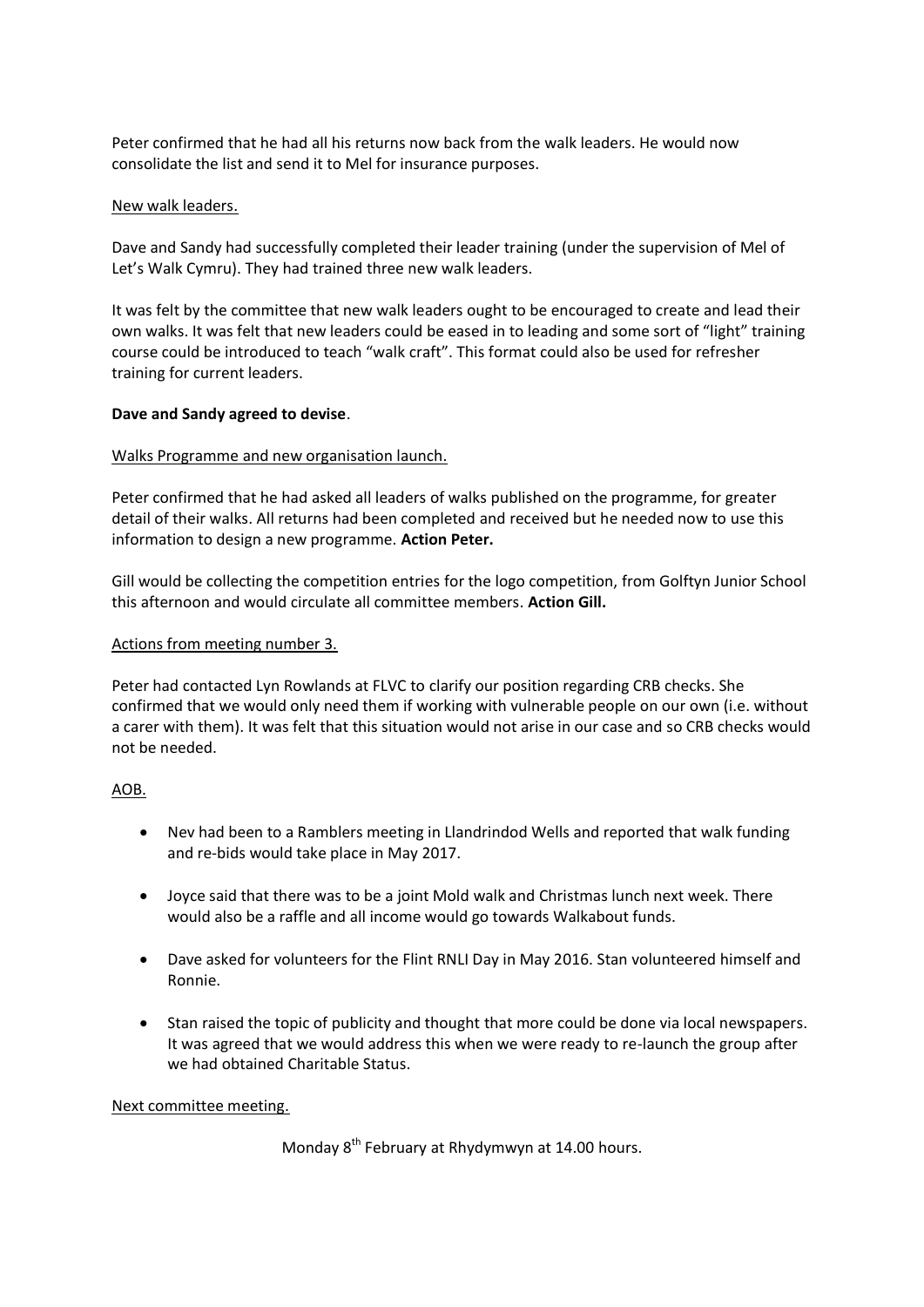Peter confirmed that he had all his returns now back from the walk leaders. He would now consolidate the list and send it to Mel for insurance purposes.

<u>New walk leaders.</u>

Dave and Sandy had successfully completed their leader training (under the supervision of Mel of Let's Walk Cymru). They had trained three new walk leaders.

It was felt by the committee that new walk leaders ought to be encouraged to create and lead their own walks. It was felt that new leaders could be eased in to leading and some sort of "light" training course could be introduced to teach "walk craft". This format could also be used for refresher training for current leaders.

**Dave and Sandy agreed to devise**.

<u>Walks Programme and new organisation launch.</u>

Peter confirmed that he had asked all leaders of walks published on the programme, for greater detail of their walks. All returns had been completed and received but he needed now to use this information to design a new programme. **Action Peter.**

Gill would be collecting the competition entries for the logo competition, from Golftyn Junior School this afternoon and would circulate all committee members. **Action Gill.**

<u>Actions from meeting number 3.</u>

Peter had contacted Lyn Rowlands at FLVC to clarify our position regarding CRB checks. She confirmed that we would only need them if working with vulnerable people on our own (i.e. without a carer with them). It was felt that this situation would not arise in our case and so CRB checks would not be needed.

<u>AOB.</u>

- Nev had been to a Ramblers meeting in Llandrindod Wells and reported that walk funding and re-bids would take place in May 2017.
- Joyce said that there was to be a joint Mold walk and Christmas lunch next week. There would also be a raffle and all income would go towards Walkabout funds.
- Dave asked for volunteers for the Flint RNLI Day in May 2016. Stan volunteered himself and Ronnie.
- Stan raised the topic of publicity and thought that more could be done via local newspapers. It was agreed that we would address this when we were ready to re-launch the group after we had obtained Charitable Status.

<u>Next committee meeting.</u>

Monday 8th February at Rhydymwyn at 14.00 hours.